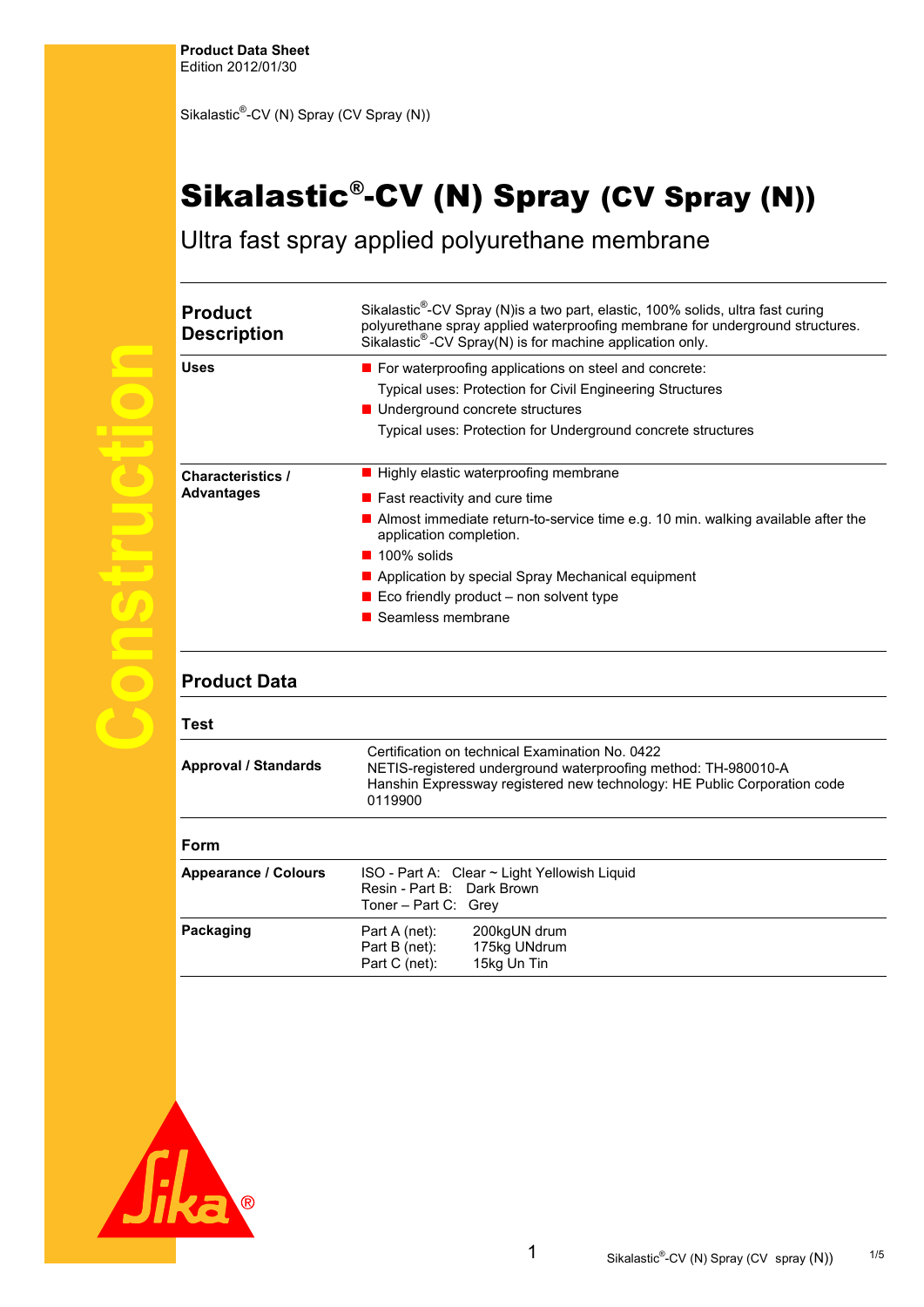Product Data Sheet
Edition 2012/01/30

Sikalastic®-CV (N) Spray (CV Spray (N))

# Sikalastic®-CV (N) Spray (CV Spray (N))

## Ultra fast spray applied polyurethane membrane

| | |
|---|---|
| **Product Description** | Sikalastic®-CV Spray (N)is a two part, elastic, 100% solids, ultra fast curing polyurethane spray applied waterproofing membrane for underground structures. Sikalastic®-CV Spray(N) is for machine application only. |
| **Uses** | ■ For waterproofing applications on steel and concrete:<br>Typical uses: Protection for Civil Engineering Structures<br>■ Underground concrete structures<br>Typical uses: Protection for Underground concrete structures |
| **Characteristics / Advantages** | ■ Highly elastic waterproofing membrane<br>■ Fast reactivity and cure time<br>■ Almost immediate return-to-service time e.g. 10 min. walking available after the application completion.<br>■ 100% solids<br>■ Application by special Spray Mechanical equipment<br>■ Eco friendly product – non solvent type<br>■ Seamless membrane |

## Product Data

### Test

| | |
|---|---|
| **Approval / Standards** | Certification on technical Examination No. 0422<br>NETIS-registered underground waterproofing method: TH-980010-A<br>Hanshin Expressway registered new technology: HE Public Corporation code 0119900 |

### Form

| | |
|---|---|
| **Appearance / Colours** | ISO - Part A: Clear ~ Light Yellowish Liquid<br>Resin - Part B: Dark Brown<br>Toner – Part C: Grey |
| **Packaging** | Part A (net): 200kgUN drum<br>Part B (net): 175kg UNdrum<br>Part C (net): 15kg Un Tin |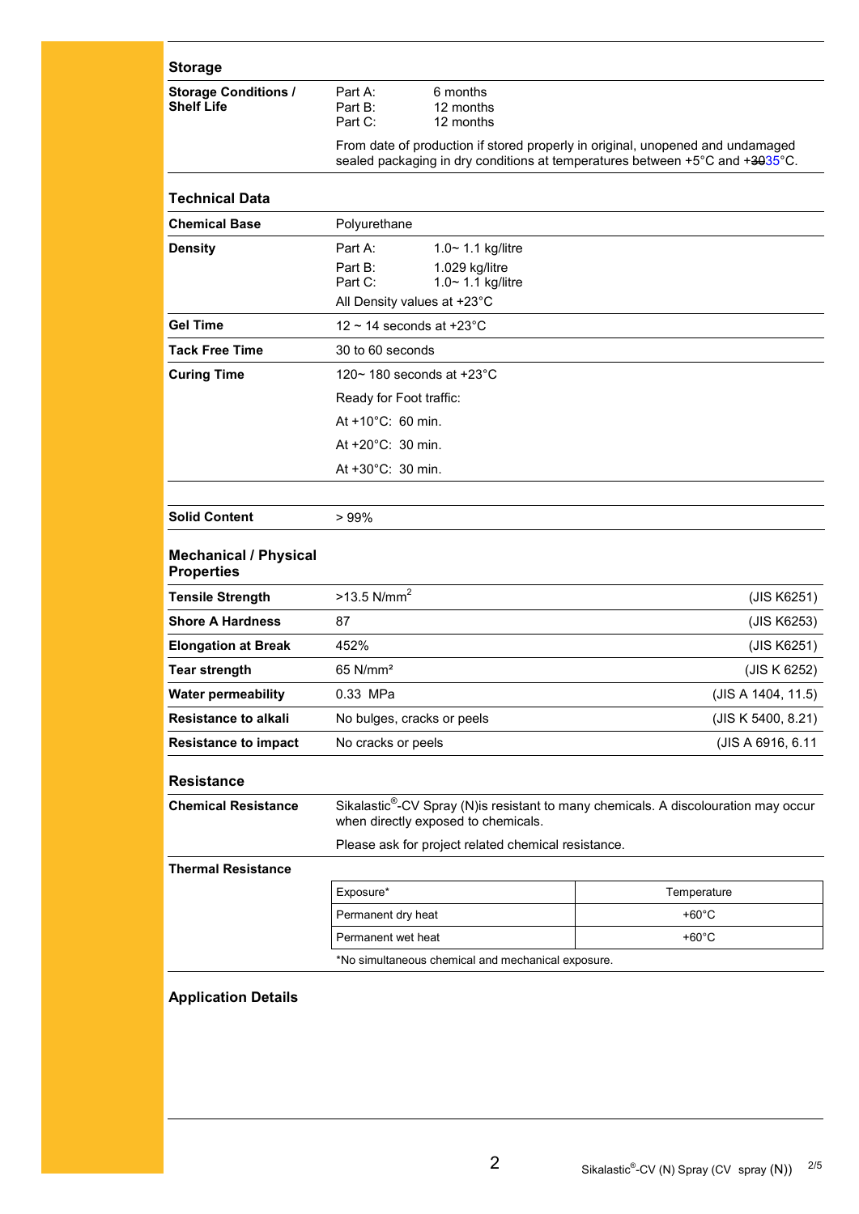## Storage

| | |
|---|---|
| **Storage Conditions / Shelf Life** | Part A: 6 months<br>Part B: 12 months<br>Part C: 12 months<br><br>From date of production if stored properly in original, unopened and undamaged sealed packaging in dry conditions at temperatures between +5°C and +3035°C. |

## Technical Data

| | |
|---|---|
| **Chemical Base** | Polyurethane |
| **Density** | Part A: 1.0~ 1.1 kg/litre<br>Part B: 1.029 kg/litre<br>Part C: 1.0~ 1.1 kg/litre<br>All Density values at +23°C |
| **Gel Time** | 12 ~ 14 seconds at +23°C |
| **Tack Free Time** | 30 to 60 seconds |
| **Curing Time** | 120~ 180 seconds at +23°C<br>Ready for Foot traffic:<br>At +10°C: 60 min.<br>At +20°C: 30 min.<br>At +30°C: 30 min. |
| **Solid Content** | > 99% |

## Mechanical / Physical Properties

| | | |
|---|---|---|
| **Tensile Strength** | >13.5 N/mm² | (JIS K6251) |
| **Shore A Hardness** | 87 | (JIS K6253) |
| **Elongation at Break** | 452% | (JIS K6251) |
| **Tear strength** | 65 N/mm² | (JIS K 6252) |
| **Water permeability** | 0.33 MPa | (JIS A 1404, 11.5) |
| **Resistance to alkali** | No bulges, cracks or peels | (JIS K 5400, 8.21) |
| **Resistance to impact** | No cracks or peels | (JIS A 6916, 6.11 |

## Resistance

**Chemical Resistance**

Sikalastic®-CV Spray (N)is resistant to many chemicals. A discolouration may occur when directly exposed to chemicals.

Please ask for project related chemical resistance.

**Thermal Resistance**

| Exposure* | Temperature |
|---|---|
| Permanent dry heat | +60°C |
| Permanent wet heat | +60°C |

*No simultaneous chemical and mechanical exposure.

## Application Details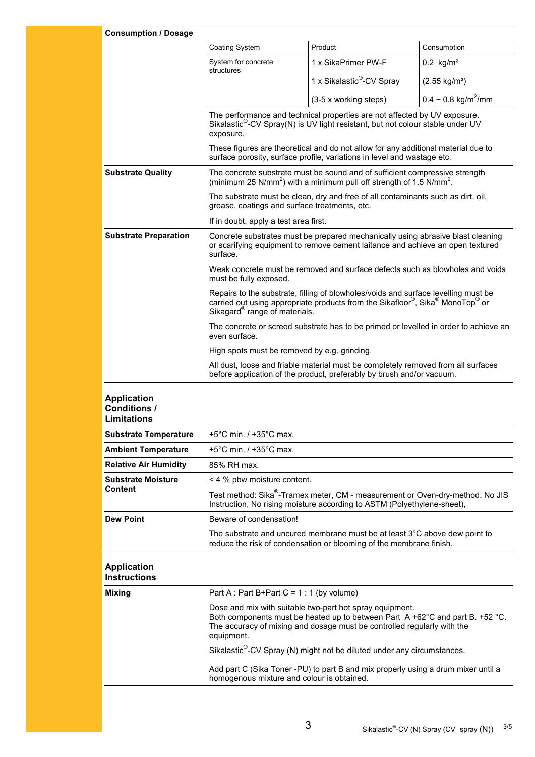**Consumption / Dosage**

| Coating System | Product | Consumption |
|---|---|---|
| System for concrete structures | 1 x SikaPrimer PW-F | 0.2 kg/m² |
| | 1 x Sikalastic®-CV Spray | (2.55 kg/m²) |
| | (3-5 x working steps) | 0.4 ~ 0.8 kg/m²/mm |

The performance and technical properties are not affected by UV exposure. Sikalastic®-CV Spray(N) is UV light resistant, but not colour stable under UV exposure.

These figures are theoretical and do not allow for any additional material due to surface porosity, surface profile, variations in level and wastage etc.

**Substrate Quality**

The concrete substrate must be sound and of sufficient compressive strength (minimum 25 N/mm²) with a minimum pull off strength of 1.5 N/mm².

The substrate must be clean, dry and free of all contaminants such as dirt, oil, grease, coatings and surface treatments, etc.

If in doubt, apply a test area first.

**Substrate Preparation**

Concrete substrates must be prepared mechanically using abrasive blast cleaning or scarifying equipment to remove cement laitance and achieve an open textured surface.

Weak concrete must be removed and surface defects such as blowholes and voids must be fully exposed.

Repairs to the substrate, filling of blowholes/voids and surface levelling must be carried out using appropriate products from the Sikafloor®, Sika® MonoTop® or Sikagard® range of materials.

The concrete or screed substrate has to be primed or levelled in order to achieve an even surface.

High spots must be removed by e.g. grinding.

All dust, loose and friable material must be completely removed from all surfaces before application of the product, preferably by brush and/or vacuum.

## Application Conditions / Limitations

**Substrate Temperature**

+5°C min. / +35°C max.

**Ambient Temperature**

+5°C min. / +35°C max.

**Relative Air Humidity**

85% RH max.

**Substrate Moisture Content**

≤ 4 % pbw moisture content.

Test method: Sika®-Tramex meter, CM - measurement or Oven-dry-method. No JIS Instruction, No rising moisture according to ASTM (Polyethylene-sheet),

**Dew Point**

Beware of condensation!

The substrate and uncured membrane must be at least 3°C above dew point to reduce the risk of condensation or blooming of the membrane finish.

## Application Instructions

**Mixing**

Part A : Part B+Part C = 1 : 1 (by volume)

Dose and mix with suitable two-part hot spray equipment.
Both components must be heated up to between Part A +62°C and part B. +52 °C. The accuracy of mixing and dosage must be controlled regularly with the equipment.

Sikalastic®-CV Spray (N) might not be diluted under any circumstances.

Add part C (Sika Toner -PU) to part B and mix properly using a drum mixer until a homogenous mixture and colour is obtained.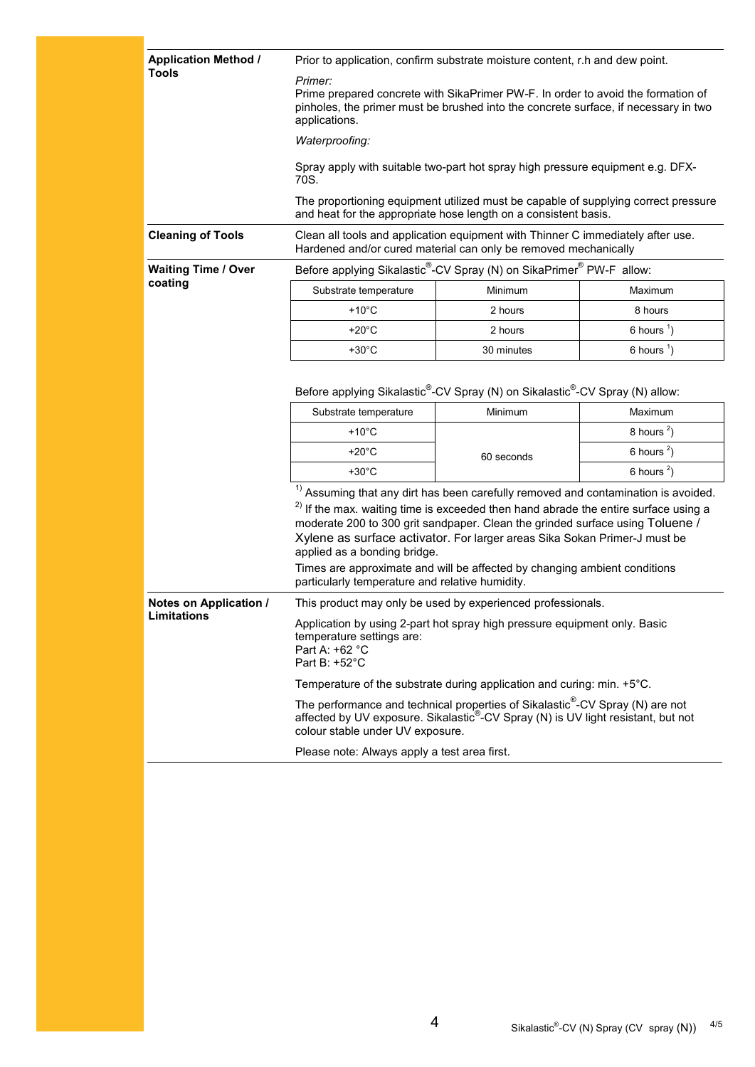**Application Method / Tools**

Prior to application, confirm substrate moisture content, r.h and dew point.

*Primer:*
Prime prepared concrete with SikaPrimer PW-F. In order to avoid the formation of pinholes, the primer must be brushed into the concrete surface, if necessary in two applications.

*Waterproofing:*

Spray apply with suitable two-part hot spray high pressure equipment e.g. DFX-70S.

The proportioning equipment utilized must be capable of supplying correct pressure and heat for the appropriate hose length on a consistent basis.

**Cleaning of Tools**

Clean all tools and application equipment with Thinner C immediately after use. Hardened and/or cured material can only be removed mechanically

**Waiting Time / Over coating**

Before applying Sikalastic®-CV Spray (N) on SikaPrimer® PW-F allow:

| Substrate temperature | Minimum | Maximum |
|---|---|---|
| +10°C | 2 hours | 8 hours |
| +20°C | 2 hours | 6 hours [1]) |
| +30°C | 30 minutes | 6 hours [1]) |

Before applying Sikalastic®-CV Spray (N) on Sikalastic®-CV Spray (N) allow:

| Substrate temperature | Minimum | Maximum |
|---|---|---|
| +10°C | 60 seconds | 8 hours [2]) |
| +20°C | | 6 hours [2]) |
| +30°C | | 6 hours [2]) |

[1]) Assuming that any dirt has been carefully removed and contamination is avoided.
[2]) If the max. waiting time is exceeded then hand abrade the entire surface using a moderate 200 to 300 grit sandpaper. Clean the grinded surface using Toluene / Xylene as surface activator. For larger areas Sika Sokan Primer-J must be applied as a bonding bridge.

Times are approximate and will be affected by changing ambient conditions particularly temperature and relative humidity.

**Notes on Application / Limitations**

This product may only be used by experienced professionals.

Application by using 2-part hot spray high pressure equipment only. Basic temperature settings are:
Part A: +62 °C
Part B: +52°C

Temperature of the substrate during application and curing: min. +5°C.

The performance and technical properties of Sikalastic®-CV Spray (N) are not affected by UV exposure. Sikalastic®-CV Spray (N) is UV light resistant, but not colour stable under UV exposure.

Please note: Always apply a test area first.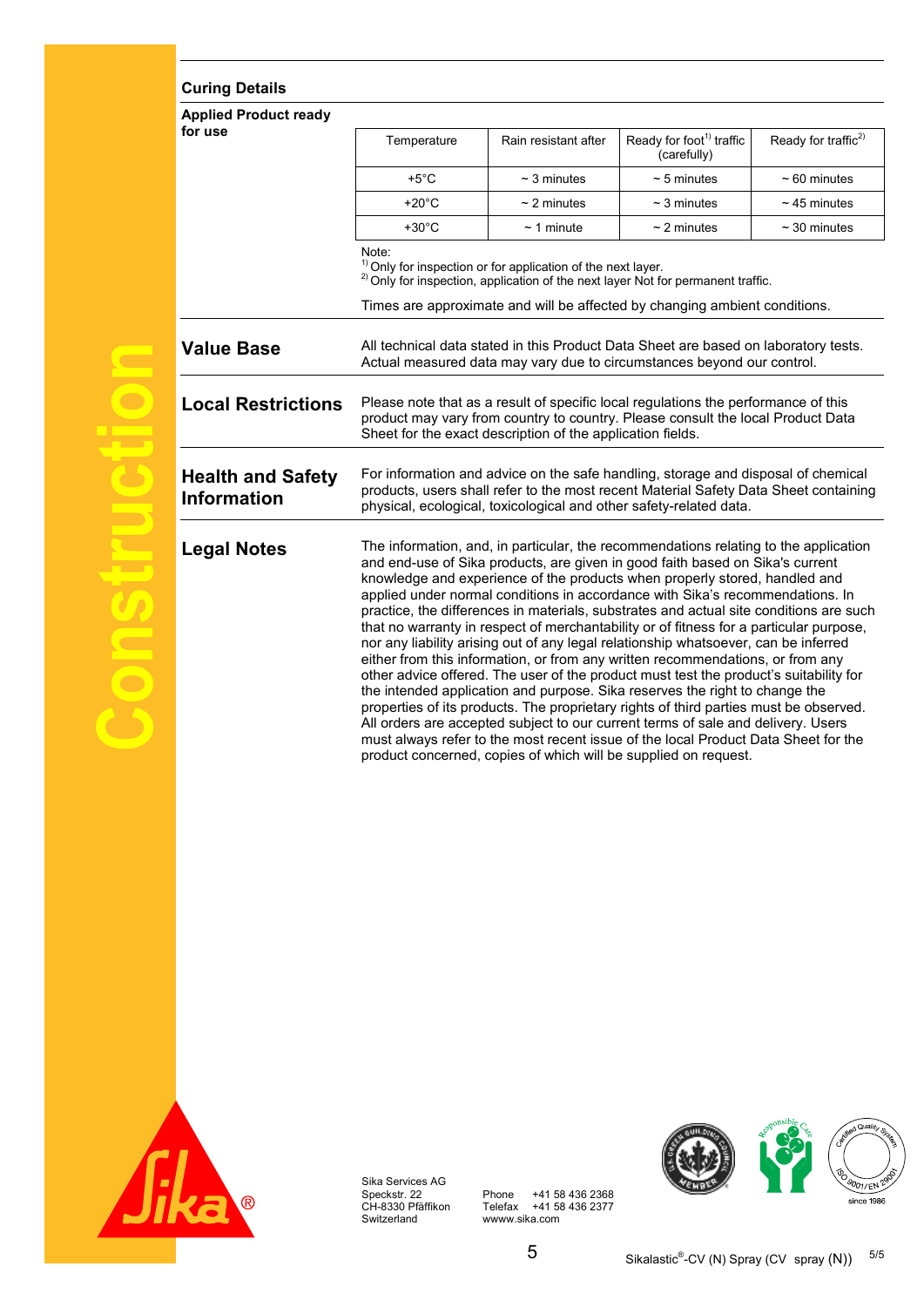## Curing Details

**Applied Product ready for use**

| Temperature | Rain resistant after | Ready for foot[1] traffic (carefully) | Ready for traffic[2] |
|---|---|---|---|
| +5°C | ~ 3 minutes | ~ 5 minutes | ~ 60 minutes |
| +20°C | ~ 2 minutes | ~ 3 minutes | ~ 45 minutes |
| +30°C | ~ 1 minute | ~ 2 minutes | ~ 30 minutes |

Note:
[1] Only for inspection or for application of the next layer.
[2] Only for inspection, application of the next layer Not for permanent traffic.

Times are approximate and will be affected by changing ambient conditions.

## Value Base

All technical data stated in this Product Data Sheet are based on laboratory tests. Actual measured data may vary due to circumstances beyond our control.

## Local Restrictions

Please note that as a result of specific local regulations the performance of this product may vary from country to country. Please consult the local Product Data Sheet for the exact description of the application fields.

## Health and Safety Information

For information and advice on the safe handling, storage and disposal of chemical products, users shall refer to the most recent Material Safety Data Sheet containing physical, ecological, toxicological and other safety-related data.

## Legal Notes

The information, and, in particular, the recommendations relating to the application and end-use of Sika products, are given in good faith based on Sika's current knowledge and experience of the products when properly stored, handled and applied under normal conditions in accordance with Sika's recommendations. In practice, the differences in materials, substrates and actual site conditions are such that no warranty in respect of merchantability or of fitness for a particular purpose, nor any liability arising out of any legal relationship whatsoever, can be inferred either from this information, or from any written recommendations, or from any other advice offered. The user of the product must test the product's suitability for the intended application and purpose. Sika reserves the right to change the properties of its products. The proprietary rights of third parties must be observed. All orders are accepted subject to our current terms of sale and delivery. Users must always refer to the most recent issue of the local Product Data Sheet for the product concerned, copies of which will be supplied on request.

Sika Services AG
Speckstr. 22
CH-8330 Pfäffikon
Switzerland

Phone +41 58 436 2368
Telefax +41 58 436 2377
wwww.sika.com